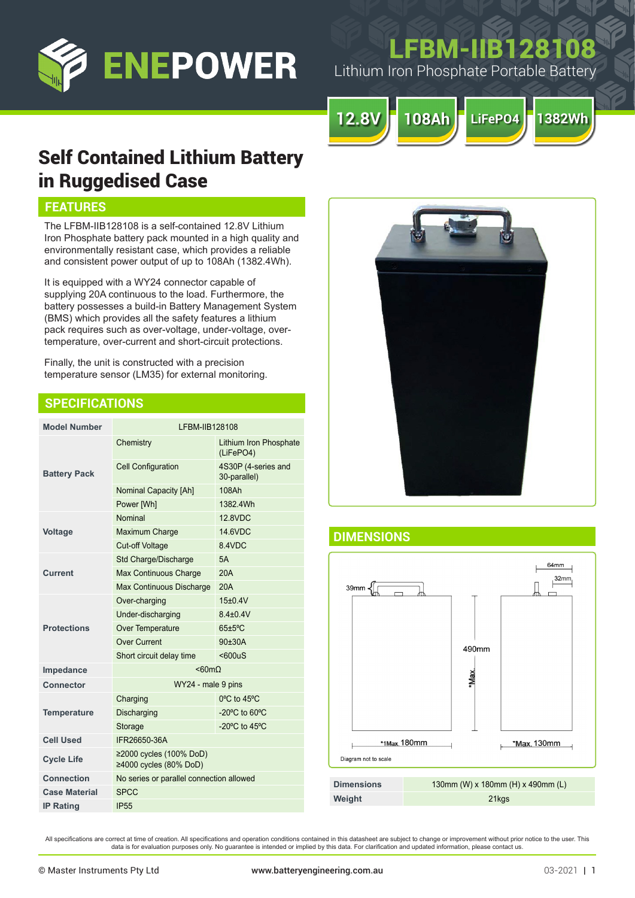# ENEPOWER

## LFBM-IIB128108

Lithium Iron Phosphate Portable Battery

**12.8V** | **108Ah** | **LiFePO4** | **1382Wh**

# Self Contained Lithium Battery in Ruggedised Case

## FEATURES

The LFBM-IIB128108 is a self-contained 12.8V Lithium Iron Phosphate battery pack mounted in a high quality and environmentally resistant case, which provides a reliable and consistent power output of up to 108Ah (1382.4Wh).

It is equipped with a WY24 connector capable of supplying 20A continuous to the load. Furthermore, the battery possesses a build-in Battery Management System (BMS) which provides all the safety features a lithium pack requires such as over-voltage, under-voltage, over-temperature, over-current and short-circuit protections.

Finally, the unit is constructed with a precision temperature sensor (LM35) for external monitoring.

## SPECIFICATIONS

| Model Number | LFBM-IIB128108 | |
|---|---|---|
| Battery Pack | Chemistry | Lithium Iron Phosphate (LiFePO4) |
| | Cell Configuration | 4S30P (4-series and 30-parallel) |
| | Nominal Capacity [Ah] | 108Ah |
| | Power [Wh] | 1382.4Wh |
| Voltage | Nominal | 12.8VDC |
| | Maximum Charge | 14.6VDC |
| | Cut-off Voltage | 8.4VDC |
| Current | Std Charge/Discharge | 5A |
| | Max Continuous Charge | 20A |
| | Max Continuous Discharge | 20A |
| Protections | Over-charging | 15±0.4V |
| | Under-discharging | 8.4±0.4V |
| | Over Temperature | 65±5ºC |
| | Over Current | 90±30A |
| | Short circuit delay time | <600uS |
| Impedance | <60mΩ | |
| Connector | WY24 - male 9 pins | |
| Temperature | Charging | 0ºC to 45ºC |
| | Discharging | -20ºC to 60ºC |
| | Storage | -20ºC to 45ºC |
| Cell Used | IFR26650-36A | |
| Cycle Life | ≥2000 cycles (100% DoD)<br>≥4000 cycles (80% DoD) | |
| Connection | No series or parallel connection allowed | |
| Case Material | SPCC | |
| IP Rating | IP55 | |

## DIMENSIONS

39mm | 64mm | 32mm | 490mm *Max. | *1Max. 180mm | *Max. 130mm

Diagram not to scale

| Dimensions | 130mm (W) x 180mm (H) x 490mm (L) |
|---|---|
| Weight | 21kgs |

All specifications are correct at time of creation. All specifications and operation conditions contained in this datasheet are subject to change or improvement without prior notice to the user. This data is for evaluation purposes only. No guarantee is intended or implied by this data. For clarification and updated information, please contact us.

© Master Instruments Pty Ltd www.batteryengineering.com.au 03-2021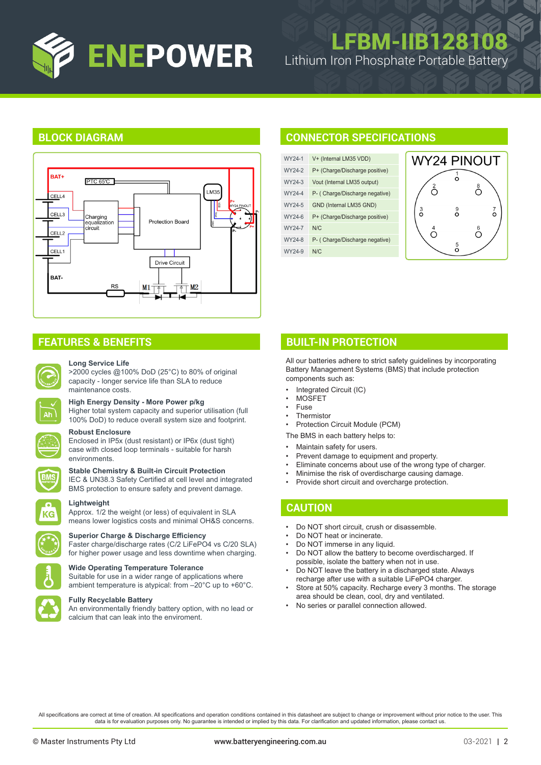# ENEPOWER

## LFBM-IIB128108
Lithium Iron Phosphate Portable Battery

## BLOCK DIAGRAM

BAT+
PTC 65'C
CELL4
CELL3
CELL2
CELL1
Charging equalization circuit
Protection Board
LM35
Drive Circuit
BAT-
RS
M1
M2
P+
P-
WY24 PINOUT

## CONNECTOR SPECIFICATIONS

| | |
|---|---|
| WY24-1 | V+ (Internal LM35 VDD) |
| WY24-2 | P+ (Charge/Discharge positive) |
| WY24-3 | Vout (Internal LM35 output) |
| WY24-4 | P- ( Charge/Discharge negative) |
| WY24-5 | GND (Internal LM35 GND) |
| WY24-6 | P+ (Charge/Discharge positive) |
| WY24-7 | N/C |
| WY24-8 | P- ( Charge/Discharge negative) |
| WY24-9 | N/C |

WY24 PINOUT
1 2 3 4 5 6 7 8 9

## FEATURES & BENEFITS

**Long Service Life**
>2000 cycles @100% DoD (25°C) to 80% of original capacity - longer service life than SLA to reduce maintenance costs.

**High Energy Density - More Power p/kg**
Higher total system capacity and superior utilisation (full 100% DoD) to reduce overall system size and footprint.

**Robust Enclosure**
Enclosed in IP5x (dust resistant) or IP6x (dust tight) case with closed loop terminals - suitable for harsh environments.

**Stable Chemistry & Built-in Circuit Protection**
IEC & UN38.3 Safety Certified at cell level and integrated BMS protection to ensure safety and prevent damage.

**Lightweight**
Approx. 1/2 the weight (or less) of equivalent in SLA means lower logistics costs and minimal OH&S concerns.

**Superior Charge & Discharge Efficiency**
Faster charge/discharge rates (C/2 LiFePO4 vs C/20 SLA) for higher power usage and less downtime when charging.

**Wide Operating Temperature Tolerance**
Suitable for use in a wider range of applications where ambient temperature is atypical: from –20°C up to +60°C.

**Fully Recyclable Battery**
An environmentally friendly battery option, with no lead or calcium that can leak into the enviroment.

## BUILT-IN PROTECTION

All our batteries adhere to strict safety guidelines by incorporating Battery Management Systems (BMS) that include protection components such as:

- Integrated Circuit (IC)
- MOSFET
- Fuse
- Thermistor
- Protection Circuit Module (PCM)

The BMS in each battery helps to:

- Maintain safety for users.
- Prevent damage to equipment and property.
- Eliminate concerns about use of the wrong type of charger.
- Minimise the risk of overdischarge causing damage.
- Provide short circuit and overcharge protection.

## CAUTION

- Do NOT short circuit, crush or disassemble.
- Do NOT heat or incinerate.
- Do NOT immerse in any liquid.
- Do NOT allow the battery to become overdischarged. If possible, isolate the battery when not in use.
- Do NOT leave the battery in a discharged state. Always recharge after use with a suitable LiFePO4 charger.
- Store at 50% capacity. Recharge every 3 months. The storage area should be clean, cool, dry and ventilated.
- No series or parallel connection allowed.

All specifications are correct at time of creation. All specifications and operation conditions contained in this datasheet are subject to change or improvement without prior notice to the user. This data is for evaluation purposes only. No guarantee is intended or implied by this data. For clarification and updated information, please contact us.

© Master Instruments Pty Ltd www.batteryengineering.com.au 03-2021